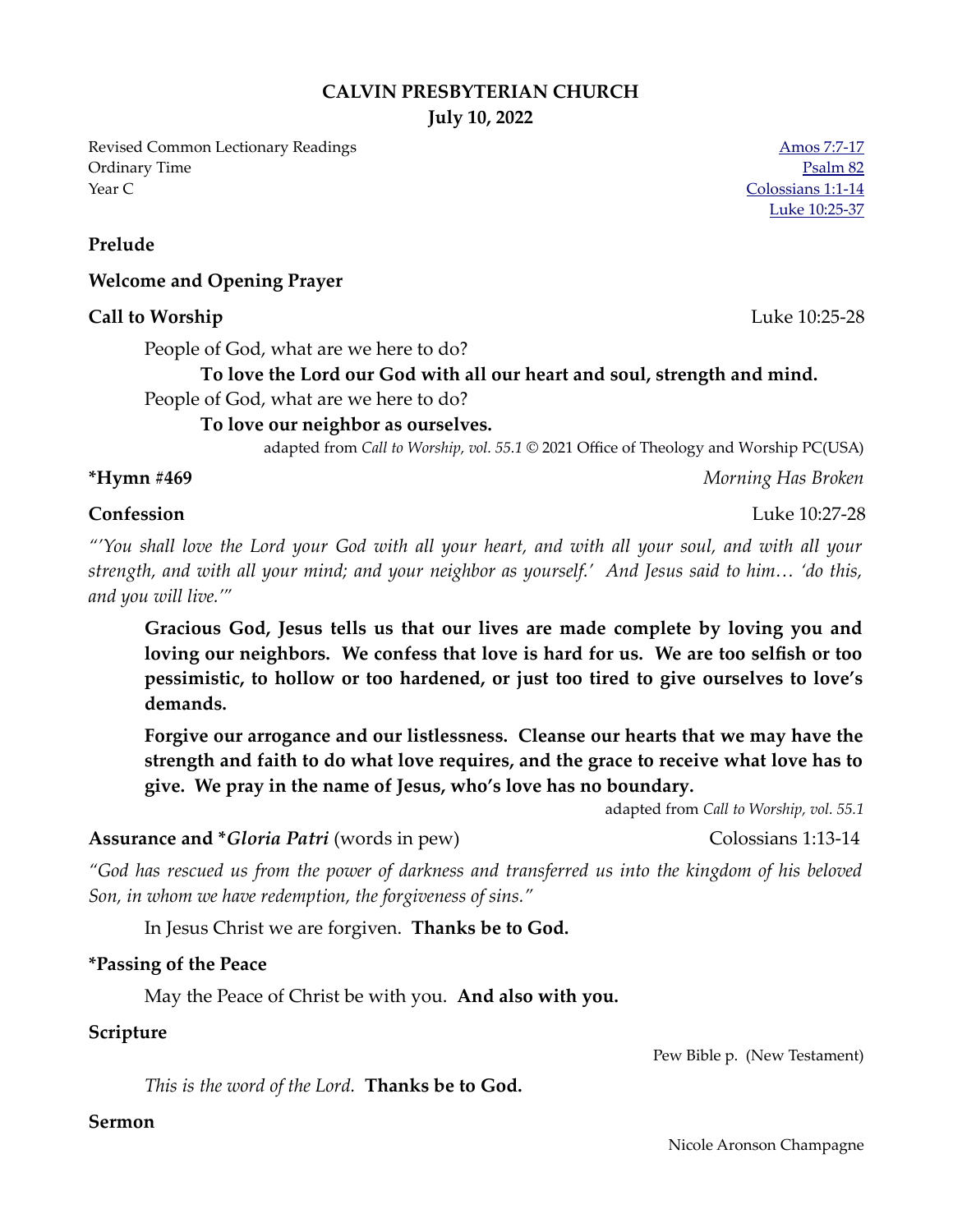**CALVIN PRESBYTERIAN CHURCH**
**July 10, 2022**

Revised Common Lectionary Readings
Ordinary Time
Year C

Amos 7:7-17
Psalm 82
Colossians 1:1-14
Luke 10:25-37

**Prelude**

**Welcome and Opening Prayer**

**Call to Worship** Luke 10:25-28

People of God, what are we here to do?

**To love the Lord our God with all our heart and soul, strength and mind.**

People of God, what are we here to do?

**To love our neighbor as ourselves.**

adapted from *Call to Worship, vol. 55.1* © 2021 Office of Theology and Worship PC(USA)

**\*Hymn #469** *Morning Has Broken*

**Confession** Luke 10:27-28

*"'You shall love the Lord your God with all your heart, and with all your soul, and with all your strength, and with all your mind; and your neighbor as yourself.' And Jesus said to him… 'do this, and you will live.'"*

**Gracious God, Jesus tells us that our lives are made complete by loving you and loving our neighbors. We confess that love is hard for us. We are too selfish or too pessimistic, to hollow or too hardened, or just too tired to give ourselves to love's demands.**

**Forgive our arrogance and our listlessness. Cleanse our hearts that we may have the strength and faith to do what love requires, and the grace to receive what love has to give. We pray in the name of Jesus, who's love has no boundary.**

adapted from *Call to Worship, vol. 55.1*

**Assurance and \****Gloria Patri*** (words in pew) Colossians 1:13-14

*"God has rescued us from the power of darkness and transferred us into the kingdom of his beloved Son, in whom we have redemption, the forgiveness of sins."*

In Jesus Christ we are forgiven. **Thanks be to God.**

**\*Passing of the Peace**

May the Peace of Christ be with you. **And also with you.**

**Scripture**

Pew Bible p. (New Testament)

*This is the word of the Lord.* **Thanks be to God.**

**Sermon**

Nicole Aronson Champagne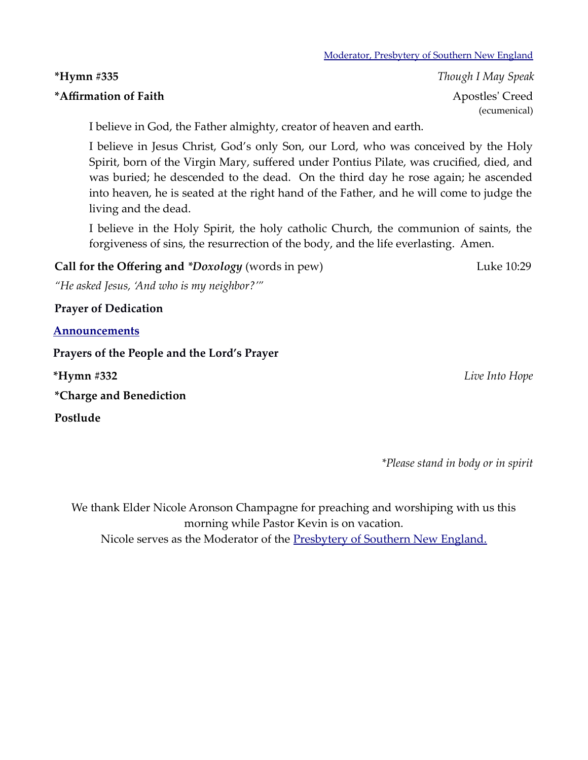Moderator, Presbytery of Southern New England

**\*Hymn #335** *Though I May Speak*

**\*Affirmation of Faith** Apostles' Creed (ecumenical)

I believe in God, the Father almighty, creator of heaven and earth.

I believe in Jesus Christ, God's only Son, our Lord, who was conceived by the Holy Spirit, born of the Virgin Mary, suffered under Pontius Pilate, was crucified, died, and was buried; he descended to the dead. On the third day he rose again; he ascended into heaven, he is seated at the right hand of the Father, and he will come to judge the living and the dead.

I believe in the Holy Spirit, the holy catholic Church, the communion of saints, the forgiveness of sins, the resurrection of the body, and the life everlasting. Amen.

**Call for the Offering and *\*Doxology*** (words in pew) Luke 10:29

*"He asked Jesus, 'And who is my neighbor?'"*

**Prayer of Dedication**

**Announcements**

**Prayers of the People and the Lord's Prayer**

**\*Hymn #332** *Live Into Hope*

**\*Charge and Benediction**

**Postlude**

*\*Please stand in body or in spirit*

We thank Elder Nicole Aronson Champagne for preaching and worshiping with us this morning while Pastor Kevin is on vacation.
Nicole serves as the Moderator of the Presbytery of Southern New England.